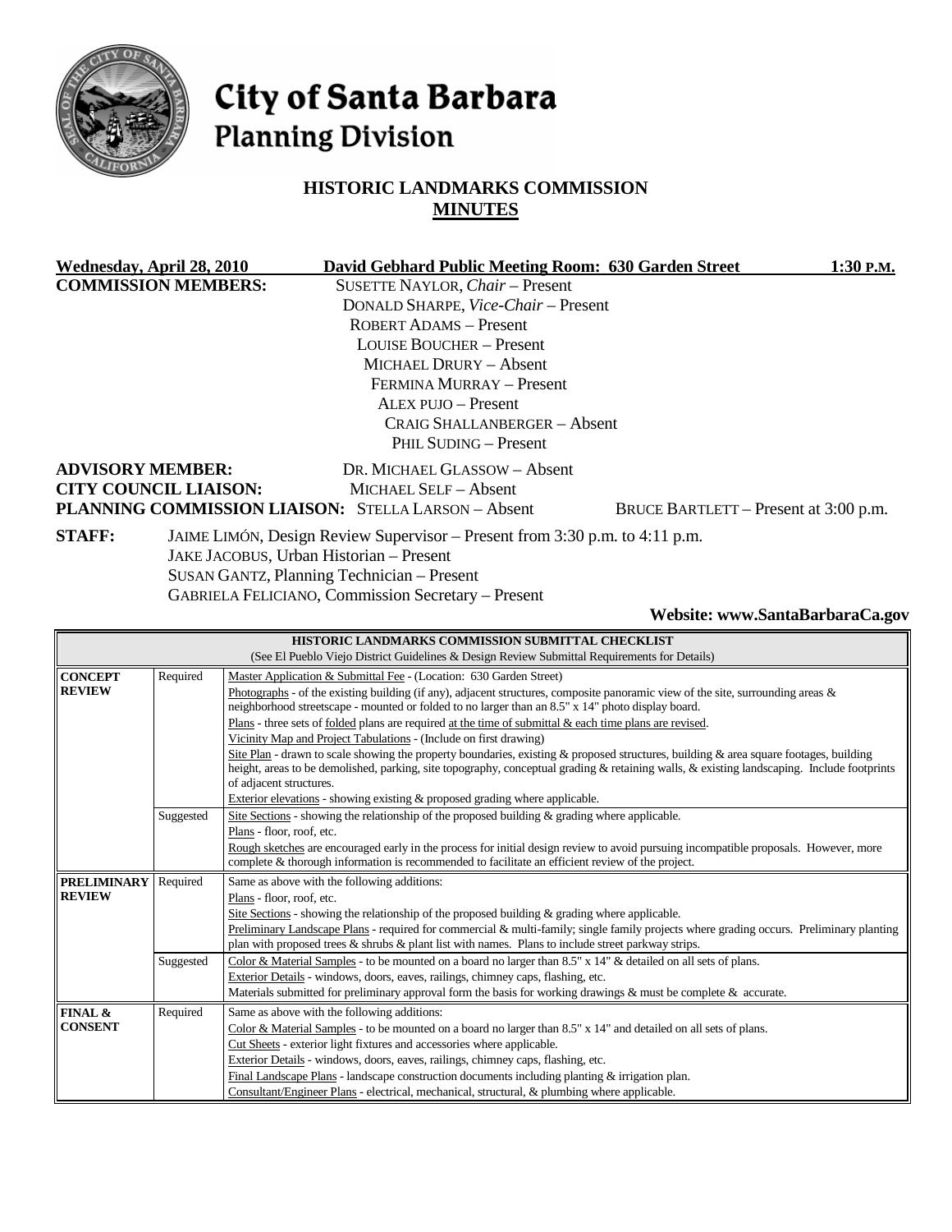# City of Santa Barbara
## Planning Division

### HISTORIC LANDMARKS COMMISSION
### MINUTES

**Wednesday, April 28, 2010** — **David Gebhard Public Meeting Room: 630 Garden Street** — **1:30 P.M.**

**COMMISSION MEMBERS:**
SUSETTE NAYLOR, *Chair* – Present
DONALD SHARPE, *Vice-Chair* – Present
ROBERT ADAMS – Present
LOUISE BOUCHER – Present
MICHAEL DRURY – Absent
FERMINA MURRAY – Present
ALEX PUJO – Present
CRAIG SHALLANBERGER – Absent
PHIL SUDING – Present

**ADVISORY MEMBER:** DR. MICHAEL GLASSOW – Absent
**CITY COUNCIL LIAISON:** MICHAEL SELF – Absent
**PLANNING COMMISSION LIAISON:** STELLA LARSON – Absent BRUCE BARTLETT – Present at 3:00 p.m.

**STAFF:**
JAIME LIMÓN, Design Review Supervisor – Present from 3:30 p.m. to 4:11 p.m.
JAKE JACOBUS, Urban Historian – Present
SUSAN GANTZ, Planning Technician – Present
GABRIELA FELICIANO, Commission Secretary – Present

**Website: www.SantaBarbaraCa.gov**

| HISTORIC LANDMARKS COMMISSION SUBMITTAL CHECKLIST (See El Pueblo Viejo District Guidelines & Design Review Submittal Requirements for Details) | | |
|---|---|---|
| **CONCEPT REVIEW** | Required | Master Application & Submittal Fee - (Location: 630 Garden Street)<br>Photographs - of the existing building (if any), adjacent structures, composite panoramic view of the site, surrounding areas & neighborhood streetscape - mounted or folded to no larger than an 8.5" x 14" photo display board.<br>Plans - three sets of folded plans are required at the time of submittal & each time plans are revised.<br>Vicinity Map and Project Tabulations - (Include on first drawing)<br>Site Plan - drawn to scale showing the property boundaries, existing & proposed structures, building & area square footages, building height, areas to be demolished, parking, site topography, conceptual grading & retaining walls, & existing landscaping. Include footprints of adjacent structures.<br>Exterior elevations - showing existing & proposed grading where applicable. |
| | Suggested | Site Sections - showing the relationship of the proposed building & grading where applicable.<br>Plans - floor, roof, etc.<br>Rough sketches are encouraged early in the process for initial design review to avoid pursuing incompatible proposals. However, more complete & thorough information is recommended to facilitate an efficient review of the project. |
| **PRELIMINARY REVIEW** | Required | Same as above with the following additions:<br>Plans - floor, roof, etc.<br>Site Sections - showing the relationship of the proposed building & grading where applicable.<br>Preliminary Landscape Plans - required for commercial & multi-family; single family projects where grading occurs. Preliminary planting plan with proposed trees & shrubs & plant list with names. Plans to include street parkway strips. |
| | Suggested | Color & Material Samples - to be mounted on a board no larger than 8.5" x 14" & detailed on all sets of plans.<br>Exterior Details - windows, doors, eaves, railings, chimney caps, flashing, etc.<br>Materials submitted for preliminary approval form the basis for working drawings & must be complete & accurate. |
| **FINAL & CONSENT** | Required | Same as above with the following additions:<br>Color & Material Samples - to be mounted on a board no larger than 8.5" x 14" and detailed on all sets of plans.<br>Cut Sheets - exterior light fixtures and accessories where applicable.<br>Exterior Details - windows, doors, eaves, railings, chimney caps, flashing, etc.<br>Final Landscape Plans - landscape construction documents including planting & irrigation plan.<br>Consultant/Engineer Plans - electrical, mechanical, structural, & plumbing where applicable. |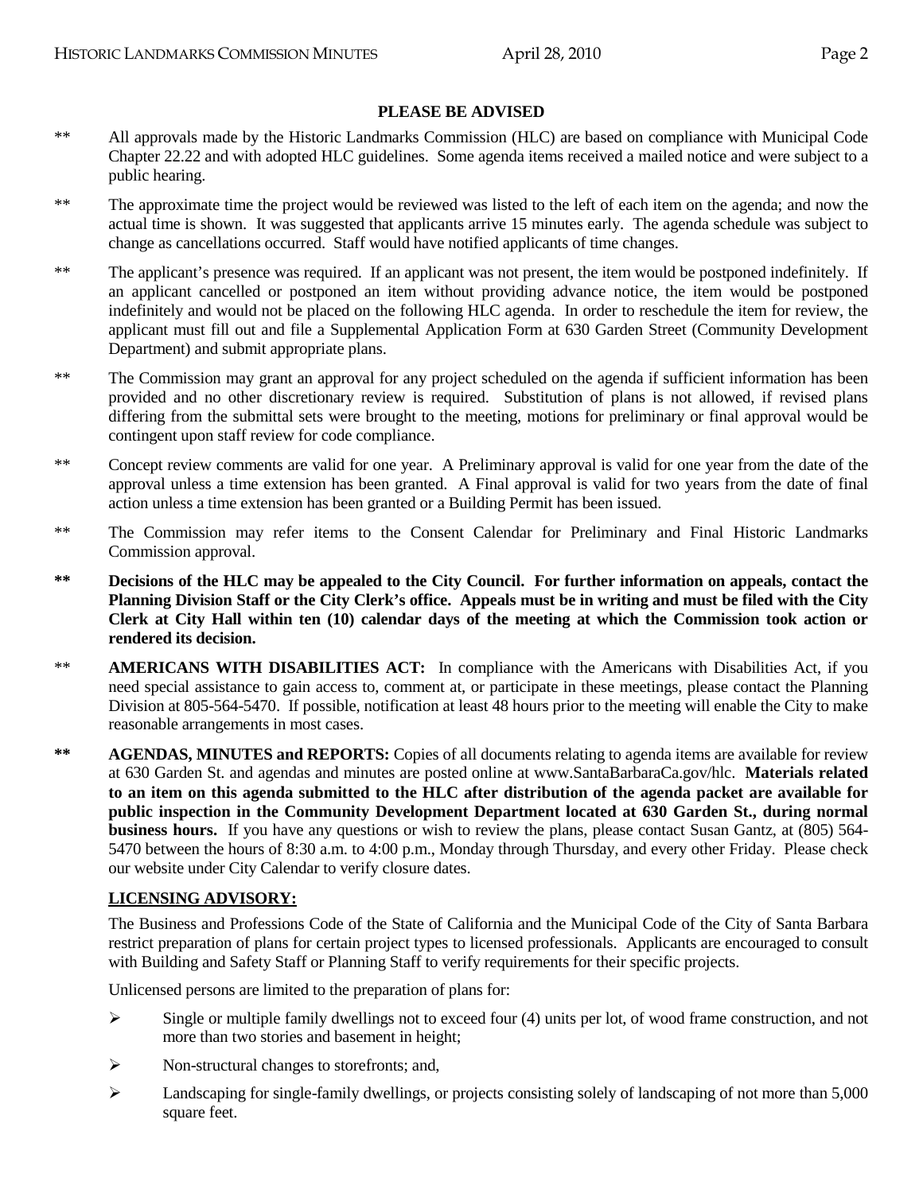## PLEASE BE ADVISED

\*\* All approvals made by the Historic Landmarks Commission (HLC) are based on compliance with Municipal Code Chapter 22.22 and with adopted HLC guidelines. Some agenda items received a mailed notice and were subject to a public hearing.

\*\* The approximate time the project would be reviewed was listed to the left of each item on the agenda; and now the actual time is shown. It was suggested that applicants arrive 15 minutes early. The agenda schedule was subject to change as cancellations occurred. Staff would have notified applicants of time changes.

\*\* The applicant's presence was required. If an applicant was not present, the item would be postponed indefinitely. If an applicant cancelled or postponed an item without providing advance notice, the item would be postponed indefinitely and would not be placed on the following HLC agenda. In order to reschedule the item for review, the applicant must fill out and file a Supplemental Application Form at 630 Garden Street (Community Development Department) and submit appropriate plans.

\*\* The Commission may grant an approval for any project scheduled on the agenda if sufficient information has been provided and no other discretionary review is required. Substitution of plans is not allowed, if revised plans differing from the submittal sets were brought to the meeting, motions for preliminary or final approval would be contingent upon staff review for code compliance.

\*\* Concept review comments are valid for one year. A Preliminary approval is valid for one year from the date of the approval unless a time extension has been granted. A Final approval is valid for two years from the date of final action unless a time extension has been granted or a Building Permit has been issued.

\*\* The Commission may refer items to the Consent Calendar for Preliminary and Final Historic Landmarks Commission approval.

**\*\* Decisions of the HLC may be appealed to the City Council. For further information on appeals, contact the Planning Division Staff or the City Clerk's office. Appeals must be in writing and must be filed with the City Clerk at City Hall within ten (10) calendar days of the meeting at which the Commission took action or rendered its decision.**

\*\* **AMERICANS WITH DISABILITIES ACT:** In compliance with the Americans with Disabilities Act, if you need special assistance to gain access to, comment at, or participate in these meetings, please contact the Planning Division at 805-564-5470. If possible, notification at least 48 hours prior to the meeting will enable the City to make reasonable arrangements in most cases.

**\*\*** **AGENDAS, MINUTES and REPORTS:** Copies of all documents relating to agenda items are available for review at 630 Garden St. and agendas and minutes are posted online at www.SantaBarbaraCa.gov/hlc. **Materials related to an item on this agenda submitted to the HLC after distribution of the agenda packet are available for public inspection in the Community Development Department located at 630 Garden St., during normal business hours.** If you have any questions or wish to review the plans, please contact Susan Gantz, at (805) 564-5470 between the hours of 8:30 a.m. to 4:00 p.m., Monday through Thursday, and every other Friday. Please check our website under City Calendar to verify closure dates.

**LICENSING ADVISORY:**

The Business and Professions Code of the State of California and the Municipal Code of the City of Santa Barbara restrict preparation of plans for certain project types to licensed professionals. Applicants are encouraged to consult with Building and Safety Staff or Planning Staff to verify requirements for their specific projects.

Unlicensed persons are limited to the preparation of plans for:

- Single or multiple family dwellings not to exceed four (4) units per lot, of wood frame construction, and not more than two stories and basement in height;
- Non-structural changes to storefronts; and,
- Landscaping for single-family dwellings, or projects consisting solely of landscaping of not more than 5,000 square feet.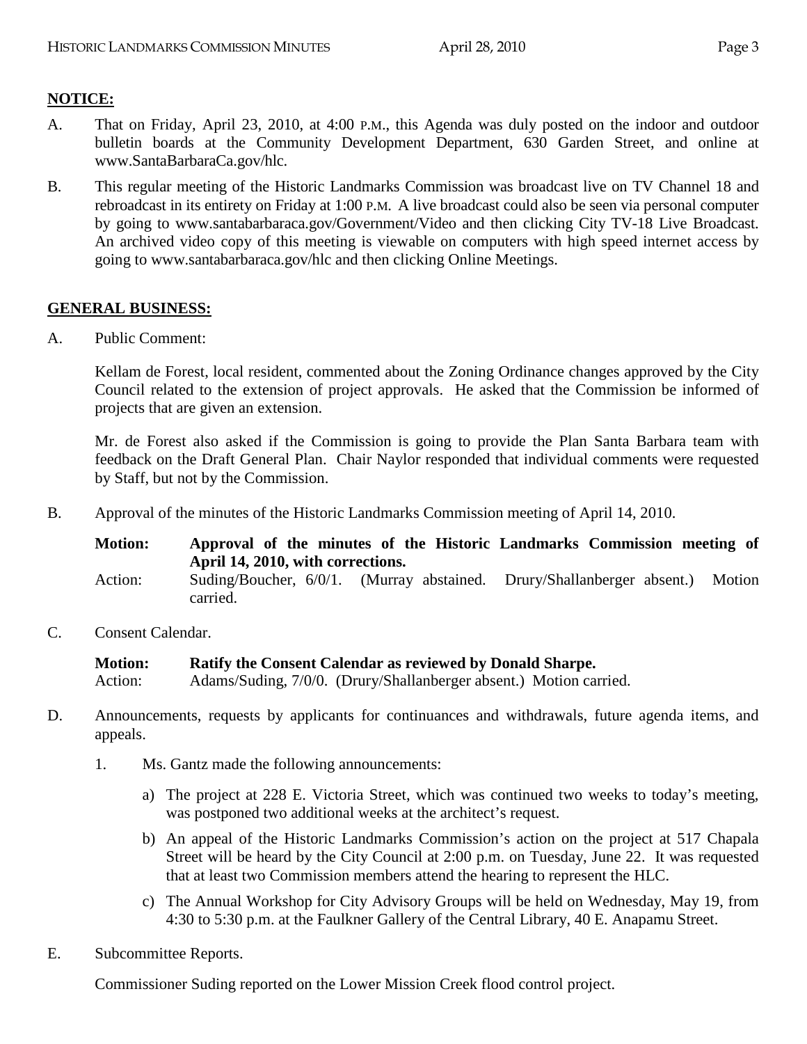**NOTICE:**

A. That on Friday, April 23, 2010, at 4:00 P.M., this Agenda was duly posted on the indoor and outdoor bulletin boards at the Community Development Department, 630 Garden Street, and online at www.SantaBarbaraCa.gov/hlc.

B. This regular meeting of the Historic Landmarks Commission was broadcast live on TV Channel 18 and rebroadcast in its entirety on Friday at 1:00 P.M. A live broadcast could also be seen via personal computer by going to www.santabarbaraca.gov/Government/Video and then clicking City TV-18 Live Broadcast. An archived video copy of this meeting is viewable on computers with high speed internet access by going to www.santabarbaraca.gov/hlc and then clicking Online Meetings.

**GENERAL BUSINESS:**

A. Public Comment:

Kellam de Forest, local resident, commented about the Zoning Ordinance changes approved by the City Council related to the extension of project approvals. He asked that the Commission be informed of projects that are given an extension.

Mr. de Forest also asked if the Commission is going to provide the Plan Santa Barbara team with feedback on the Draft General Plan. Chair Naylor responded that individual comments were requested by Staff, but not by the Commission.

B. Approval of the minutes of the Historic Landmarks Commission meeting of April 14, 2010.

**Motion: Approval of the minutes of the Historic Landmarks Commission meeting of April 14, 2010, with corrections.**
Action: Suding/Boucher, 6/0/1. (Murray abstained. Drury/Shallanberger absent.) Motion carried.

C. Consent Calendar.

**Motion: Ratify the Consent Calendar as reviewed by Donald Sharpe.**
Action: Adams/Suding, 7/0/0. (Drury/Shallanberger absent.) Motion carried.

D. Announcements, requests by applicants for continuances and withdrawals, future agenda items, and appeals.

1. Ms. Gantz made the following announcements:

   a) The project at 228 E. Victoria Street, which was continued two weeks to today's meeting, was postponed two additional weeks at the architect's request.

   b) An appeal of the Historic Landmarks Commission's action on the project at 517 Chapala Street will be heard by the City Council at 2:00 p.m. on Tuesday, June 22. It was requested that at least two Commission members attend the hearing to represent the HLC.

   c) The Annual Workshop for City Advisory Groups will be held on Wednesday, May 19, from 4:30 to 5:30 p.m. at the Faulkner Gallery of the Central Library, 40 E. Anapamu Street.

E. Subcommittee Reports.

Commissioner Suding reported on the Lower Mission Creek flood control project.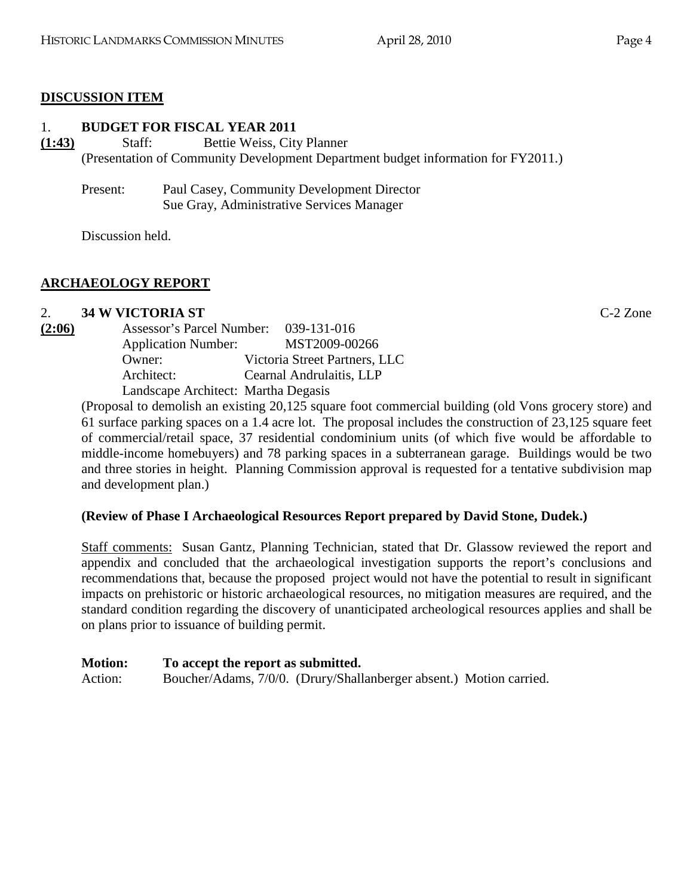## DISCUSSION ITEM

1. **BUDGET FOR FISCAL YEAR 2011**

**(1:43)** Staff: Bettie Weiss, City Planner

(Presentation of Community Development Department budget information for FY2011.)

Present: Paul Casey, Community Development Director
Sue Gray, Administrative Services Manager

Discussion held.

## ARCHAEOLOGY REPORT

2. **34 W VICTORIA ST** C-2 Zone

**(2:06)** Assessor's Parcel Number: 039-131-016
Application Number: MST2009-00266
Owner: Victoria Street Partners, LLC
Architect: Cearnal Andrulaitis, LLP
Landscape Architect: Martha Degasis

(Proposal to demolish an existing 20,125 square foot commercial building (old Vons grocery store) and 61 surface parking spaces on a 1.4 acre lot. The proposal includes the construction of 23,125 square feet of commercial/retail space, 37 residential condominium units (of which five would be affordable to middle-income homebuyers) and 78 parking spaces in a subterranean garage. Buildings would be two and three stories in height. Planning Commission approval is requested for a tentative subdivision map and development plan.)

**(Review of Phase I Archaeological Resources Report prepared by David Stone, Dudek.)**

Staff comments: Susan Gantz, Planning Technician, stated that Dr. Glassow reviewed the report and appendix and concluded that the archaeological investigation supports the report's conclusions and recommendations that, because the proposed project would not have the potential to result in significant impacts on prehistoric or historic archaeological resources, no mitigation measures are required, and the standard condition regarding the discovery of unanticipated archeological resources applies and shall be on plans prior to issuance of building permit.

**Motion: To accept the report as submitted.**
Action: Boucher/Adams, 7/0/0. (Drury/Shallanberger absent.) Motion carried.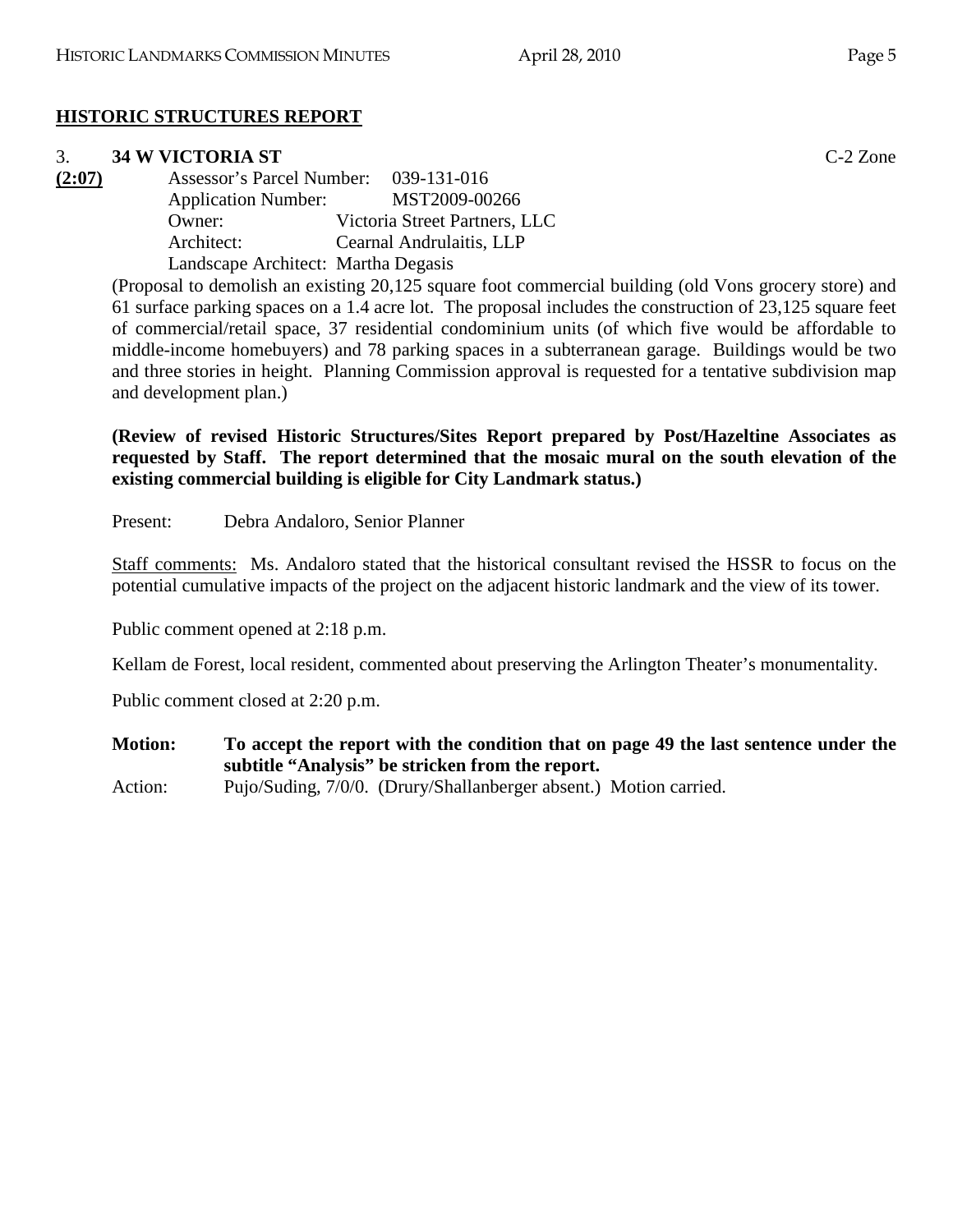## HISTORIC STRUCTURES REPORT

3. **34 W VICTORIA ST** C-2 Zone

**(2:07)**

Assessor's Parcel Number: 039-131-016
Application Number: MST2009-00266
Owner: Victoria Street Partners, LLC
Architect: Cearnal Andrulaitis, LLP
Landscape Architect: Martha Degasis

(Proposal to demolish an existing 20,125 square foot commercial building (old Vons grocery store) and 61 surface parking spaces on a 1.4 acre lot. The proposal includes the construction of 23,125 square feet of commercial/retail space, 37 residential condominium units (of which five would be affordable to middle-income homebuyers) and 78 parking spaces in a subterranean garage. Buildings would be two and three stories in height. Planning Commission approval is requested for a tentative subdivision map and development plan.)

**(Review of revised Historic Structures/Sites Report prepared by Post/Hazeltine Associates as requested by Staff. The report determined that the mosaic mural on the south elevation of the existing commercial building is eligible for City Landmark status.)**

Present: Debra Andaloro, Senior Planner

Staff comments: Ms. Andaloro stated that the historical consultant revised the HSSR to focus on the potential cumulative impacts of the project on the adjacent historic landmark and the view of its tower.

Public comment opened at 2:18 p.m.

Kellam de Forest, local resident, commented about preserving the Arlington Theater's monumentality.

Public comment closed at 2:20 p.m.

**Motion: To accept the report with the condition that on page 49 the last sentence under the subtitle "Analysis" be stricken from the report.**

Action: Pujo/Suding, 7/0/0. (Drury/Shallanberger absent.) Motion carried.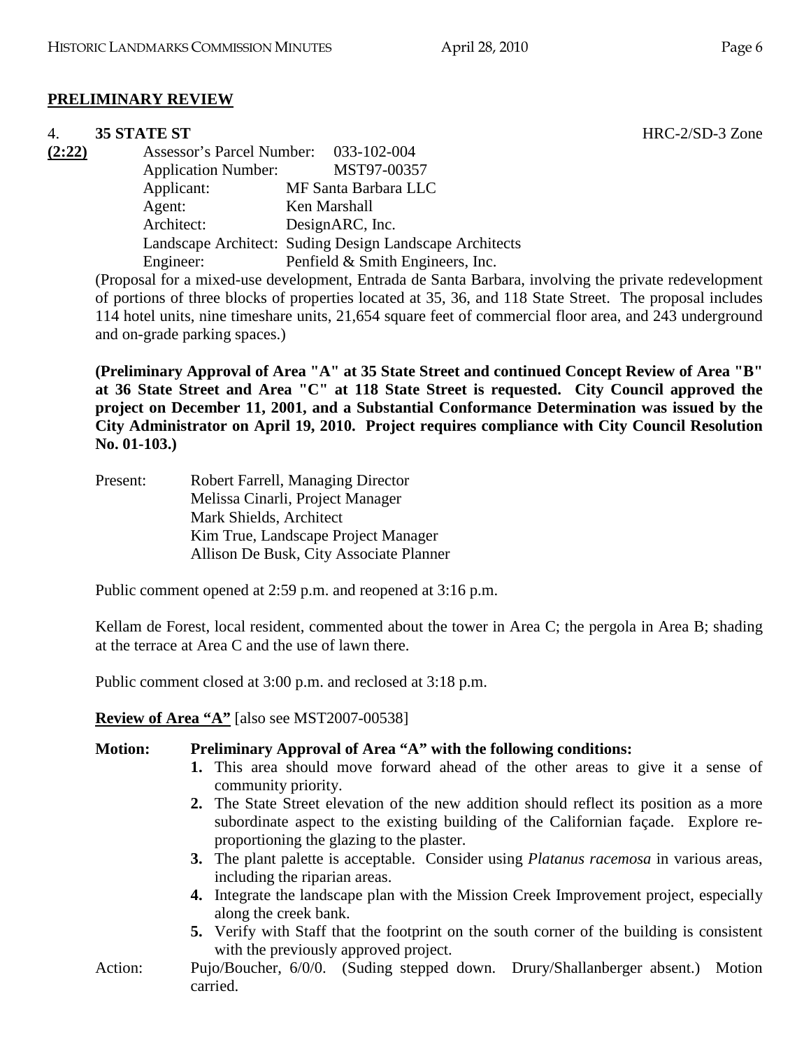## PRELIMINARY REVIEW

4. **35 STATE ST** HRC-2/SD-3 Zone

**(2:22)**

Assessor's Parcel Number: 033-102-004
Application Number: MST97-00357
Applicant: MF Santa Barbara LLC
Agent: Ken Marshall
Architect: DesignARC, Inc.
Landscape Architect: Suding Design Landscape Architects
Engineer: Penfield & Smith Engineers, Inc.

(Proposal for a mixed-use development, Entrada de Santa Barbara, involving the private redevelopment of portions of three blocks of properties located at 35, 36, and 118 State Street. The proposal includes 114 hotel units, nine timeshare units, 21,654 square feet of commercial floor area, and 243 underground and on-grade parking spaces.)

**(Preliminary Approval of Area "A" at 35 State Street and continued Concept Review of Area "B" at 36 State Street and Area "C" at 118 State Street is requested. City Council approved the project on December 11, 2001, and a Substantial Conformance Determination was issued by the City Administrator on April 19, 2010. Project requires compliance with City Council Resolution No. 01-103.)**

Present: Robert Farrell, Managing Director
Melissa Cinarli, Project Manager
Mark Shields, Architect
Kim True, Landscape Project Manager
Allison De Busk, City Associate Planner

Public comment opened at 2:59 p.m. and reopened at 3:16 p.m.

Kellam de Forest, local resident, commented about the tower in Area C; the pergola in Area B; shading at the terrace at Area C and the use of lawn there.

Public comment closed at 3:00 p.m. and reclosed at 3:18 p.m.

**Review of Area "A"** [also see MST2007-00538]

**Motion: Preliminary Approval of Area "A" with the following conditions:**

1. This area should move forward ahead of the other areas to give it a sense of community priority.
2. The State Street elevation of the new addition should reflect its position as a more subordinate aspect to the existing building of the Californian façade. Explore re-proportioning the glazing to the plaster.
3. The plant palette is acceptable. Consider using *Platanus racemosa* in various areas, including the riparian areas.
4. Integrate the landscape plan with the Mission Creek Improvement project, especially along the creek bank.
5. Verify with Staff that the footprint on the south corner of the building is consistent with the previously approved project.

Action: Pujo/Boucher, 6/0/0. (Suding stepped down. Drury/Shallanberger absent.) Motion carried.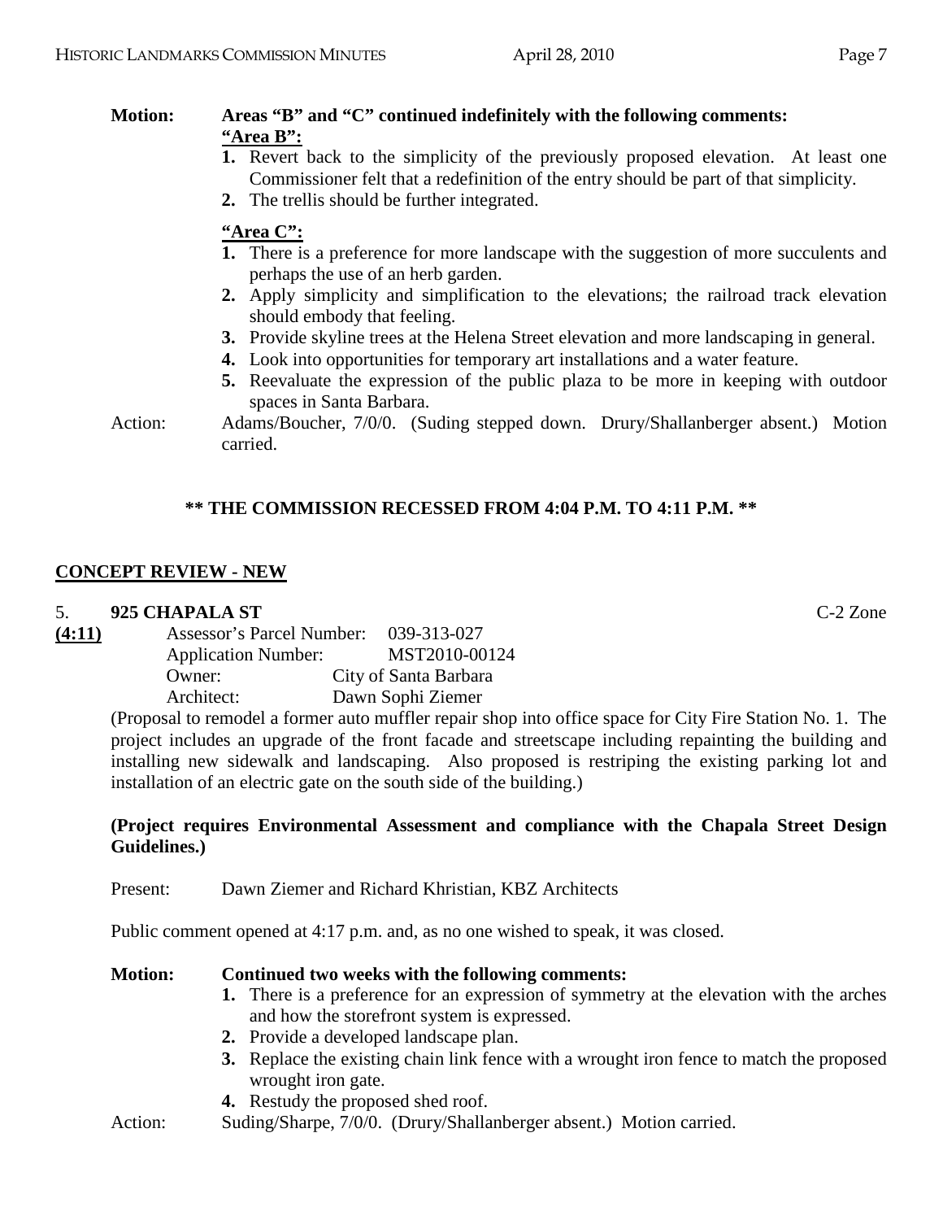**Motion:** **Areas "B" and "C" continued indefinitely with the following comments:**

**"Area B":**

1. Revert back to the simplicity of the previously proposed elevation. At least one Commissioner felt that a redefinition of the entry should be part of that simplicity.
2. The trellis should be further integrated.

**"Area C":**

1. There is a preference for more landscape with the suggestion of more succulents and perhaps the use of an herb garden.
2. Apply simplicity and simplification to the elevations; the railroad track elevation should embody that feeling.
3. Provide skyline trees at the Helena Street elevation and more landscaping in general.
4. Look into opportunities for temporary art installations and a water feature.
5. Reevaluate the expression of the public plaza to be more in keeping with outdoor spaces in Santa Barbara.

Action: Adams/Boucher, 7/0/0. (Suding stepped down. Drury/Shallanberger absent.) Motion carried.

**\*\* THE COMMISSION RECESSED FROM 4:04 P.M. TO 4:11 P.M. \*\***

## CONCEPT REVIEW - NEW

5. **925 CHAPALA ST** C-2 Zone

**(4:11)**

Assessor's Parcel Number: 039-313-027
Application Number: MST2010-00124
Owner: City of Santa Barbara
Architect: Dawn Sophi Ziemer

(Proposal to remodel a former auto muffler repair shop into office space for City Fire Station No. 1. The project includes an upgrade of the front facade and streetscape including repainting the building and installing new sidewalk and landscaping. Also proposed is restriping the existing parking lot and installation of an electric gate on the south side of the building.)

**(Project requires Environmental Assessment and compliance with the Chapala Street Design Guidelines.)**

Present: Dawn Ziemer and Richard Khristian, KBZ Architects

Public comment opened at 4:17 p.m. and, as no one wished to speak, it was closed.

**Motion:** **Continued two weeks with the following comments:**

1. There is a preference for an expression of symmetry at the elevation with the arches and how the storefront system is expressed.
2. Provide a developed landscape plan.
3. Replace the existing chain link fence with a wrought iron fence to match the proposed wrought iron gate.
4. Restudy the proposed shed roof.

Action: Suding/Sharpe, 7/0/0. (Drury/Shallanberger absent.) Motion carried.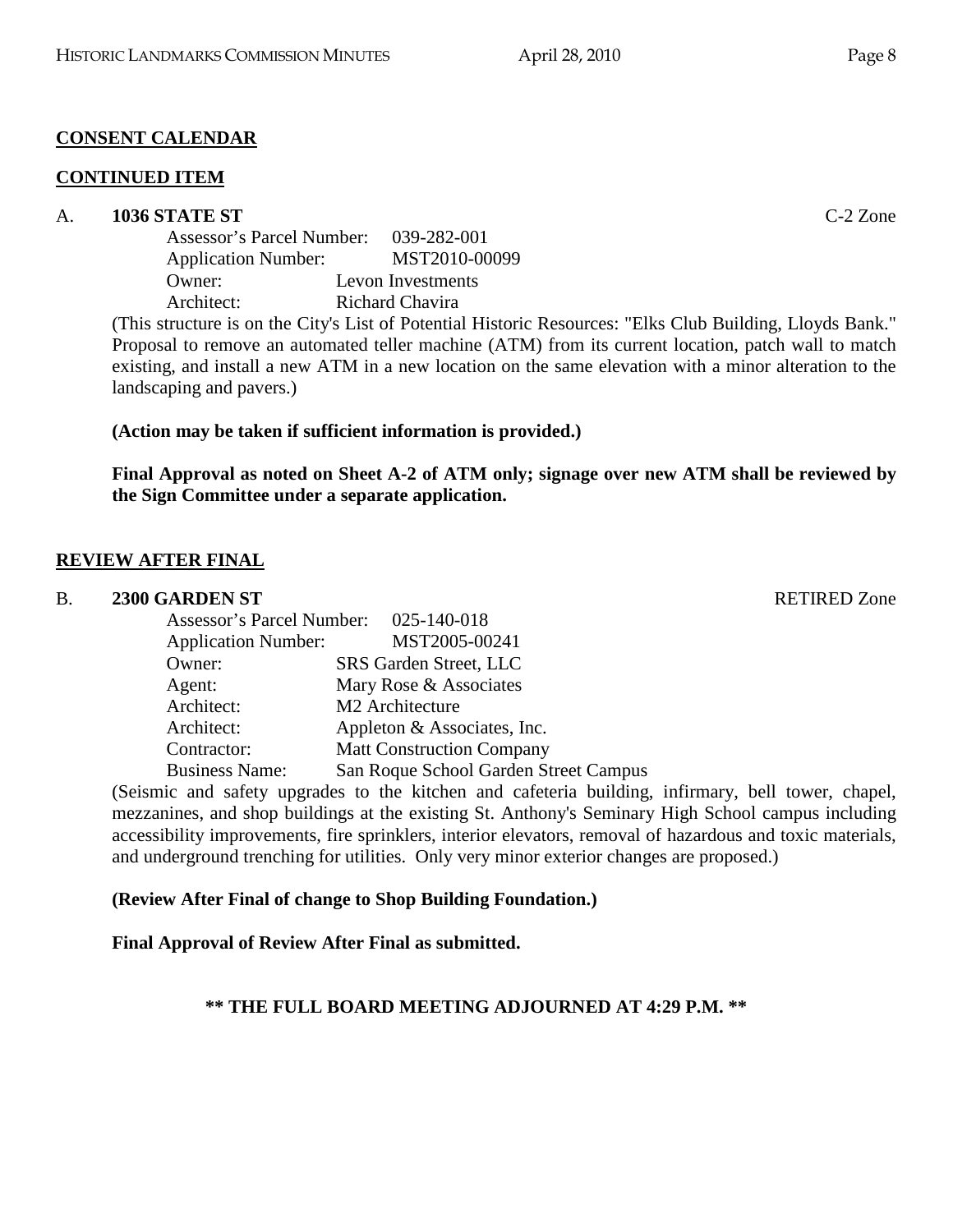## CONSENT CALENDAR

## CONTINUED ITEM

A. **1036 STATE ST** C-2 Zone

Assessor's Parcel Number: 039-282-001
Application Number: MST2010-00099
Owner: Levon Investments
Architect: Richard Chavira

(This structure is on the City's List of Potential Historic Resources: "Elks Club Building, Lloyds Bank." Proposal to remove an automated teller machine (ATM) from its current location, patch wall to match existing, and install a new ATM in a new location on the same elevation with a minor alteration to the landscaping and pavers.)

**(Action may be taken if sufficient information is provided.)**

**Final Approval as noted on Sheet A-2 of ATM only; signage over new ATM shall be reviewed by the Sign Committee under a separate application.**

## REVIEW AFTER FINAL

B. **2300 GARDEN ST** RETIRED Zone

Assessor's Parcel Number: 025-140-018
Application Number: MST2005-00241
Owner: SRS Garden Street, LLC
Agent: Mary Rose & Associates
Architect: M2 Architecture
Architect: Appleton & Associates, Inc.
Contractor: Matt Construction Company
Business Name: San Roque School Garden Street Campus

(Seismic and safety upgrades to the kitchen and cafeteria building, infirmary, bell tower, chapel, mezzanines, and shop buildings at the existing St. Anthony's Seminary High School campus including accessibility improvements, fire sprinklers, interior elevators, removal of hazardous and toxic materials, and underground trenching for utilities. Only very minor exterior changes are proposed.)

**(Review After Final of change to Shop Building Foundation.)**

**Final Approval of Review After Final as submitted.**

**\*\* THE FULL BOARD MEETING ADJOURNED AT 4:29 P.M. \*\***